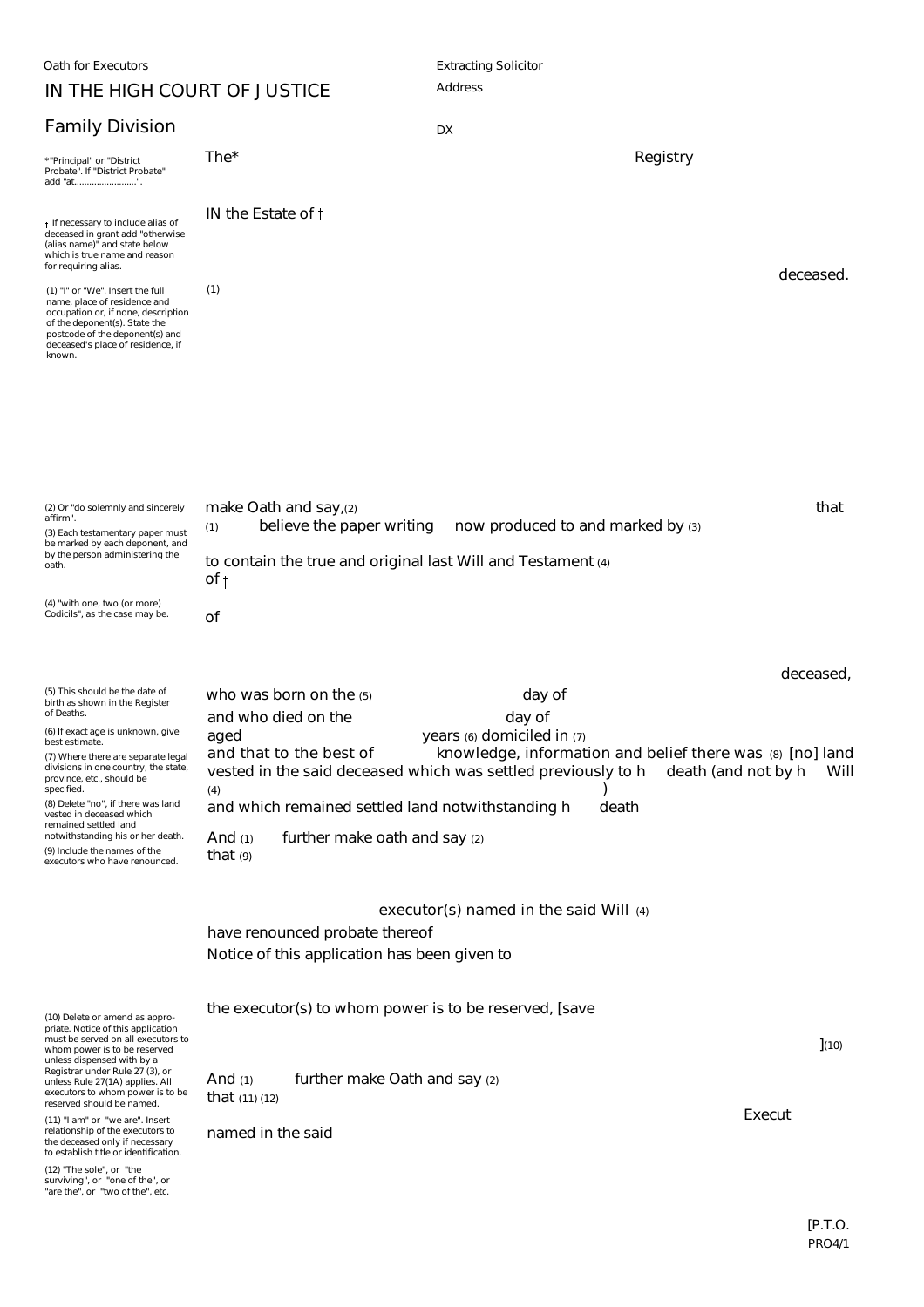Oath for Executors

Extracting Solicitor

Address

DX

# IN THE HIGH COURT OF JUSTICE

## Family Division

*"Principal" or "District Probate". If "District Probate" add "at........................".

The* Registry

† If necessary to include alias of deceased in grant add "otherwise (alias name)" and state below which is true name and reason for requiring alias.

IN the Estate of †

deceased.

(1) "I" or "We". Insert the full name, place of residence and occupation or, if none, description of the deponent(s). State the postcode of the deponent(s) and deceased's place of residence, if known.

(1)

(2) Or "do solemnly and sincerely affirm".

(3) Each testamentary paper must be marked by each deponent, and by the person administering the oath.

(4) "with one, two (or more) Codicils", as the case may be.

make Oath and say,(2) that (1) believe the paper writing now produced to and marked by (3)

to contain the true and original last Will and Testament (4) of †

of

deceased,

(5) This should be the date of birth as shown in the Register of Deaths.

(6) If exact age is unknown, give best estimate.

(7) Where there are separate legal divisions in one country, the state, province, etc., should be specified.

(8) Delete "no", if there was land vested in deceased which remained settled land notwithstanding his or her death.

(9) Include the names of the executors who have renounced.

who was born on the (5) day of

and who died on the day of

aged years (6) domiciled in (7)

and that to the best of knowledge, information and belief there was (8) [no] land vested in the said deceased which was settled previously to h death (and not by h Will (4) )

and which remained settled land notwithstanding h death

And (1) further make oath and say (2)

that (9)

executor(s) named in the said Will (4)

have renounced probate thereof

Notice of this application has been given to

(10) Delete or amend as appropriate. Notice of this application must be served on all executors to whom power is to be reserved unless dispensed with by a Registrar under Rule 27 (3), or unless Rule 27(1A) applies. All executors to whom power is to be reserved should be named.

(11) "I am" or "we are". Insert relationship of the executors to the deceased only if necessary to establish title or identification.

(12) "The sole", or "the surviving", or "one of the", or "are the", or "two of the", etc.

the executor(s) to whom power is to be reserved, [save

](10)

And (1) further make Oath and say (2)

that (11) (12)

Execut

named in the said

[P.T.O.

PRO4/1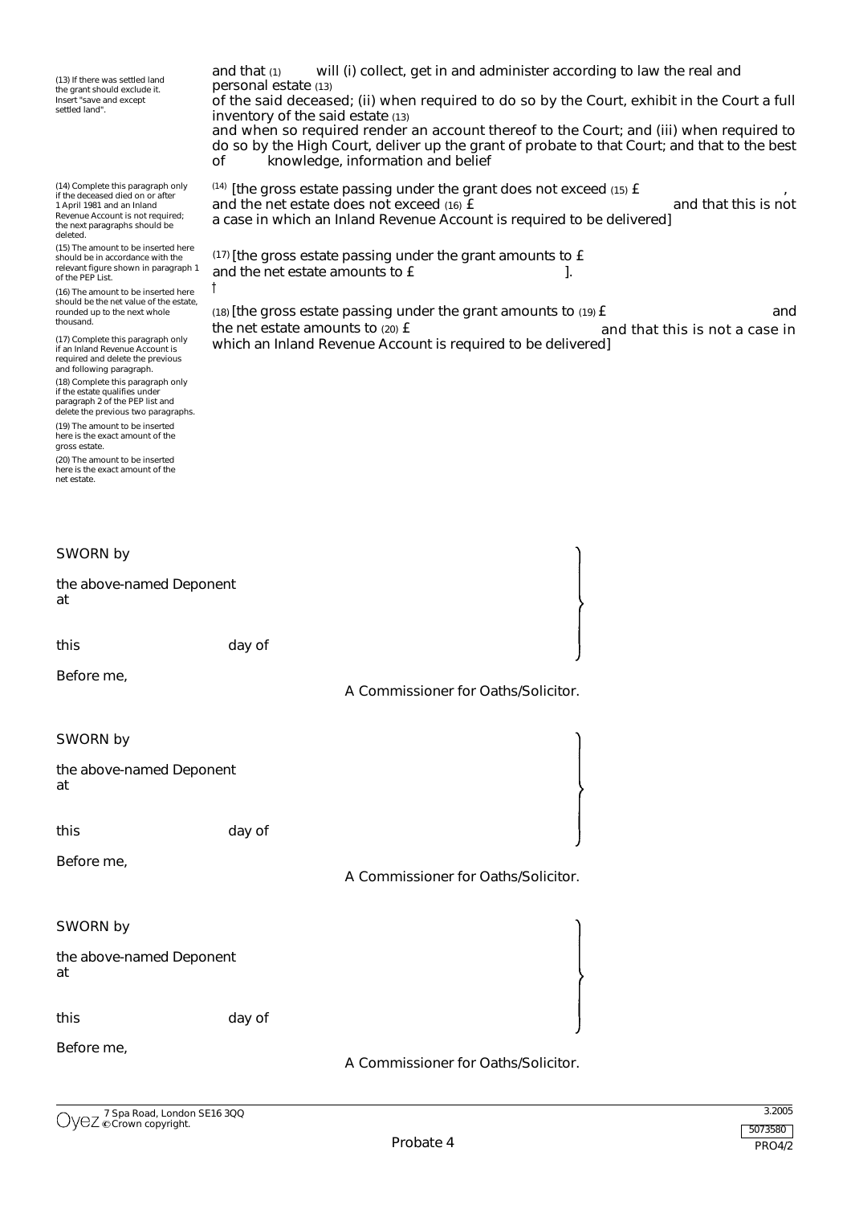(13) If there was settled land the grant should exclude it. Insert "save and except settled land".

and that (1) will (i) collect, get in and administer according to law the real and personal estate (13) of the said deceased; (ii) when required to do so by the Court, exhibit in the Court a full inventory of the said estate (13) and when so required render an account thereof to the Court; and (iii) when required to do so by the High Court, deliver up the grant of probate to that Court; and that to the best of knowledge, information and belief

(14) Complete this paragraph only if the deceased died on or after 1 April 1981 and an Inland Revenue Account is not required; the next paragraphs should be deleted.

(15) The amount to be inserted here should be in accordance with the relevant figure shown in paragraph 1 of the PEP List.

(16) The amount to be inserted here should be the net value of the estate, rounded up to the next whole thousand.

(14) [the gross estate passing under the grant does not exceed (15) £ , and the net estate does not exceed (16) £ and that this is not a case in which an Inland Revenue Account is required to be delivered]

(17) Complete this paragraph only if an Inland Revenue Account is required and delete the previous and following paragraph.

(17) [the gross estate passing under the grant amounts to £ and the net estate amounts to £ ].
†

(18) Complete this paragraph only if the estate qualifies under paragraph 2 of the PEP list and delete the previous two paragraphs.

(19) The amount to be inserted here is the exact amount of the gross estate.

(20) The amount to be inserted here is the exact amount of the net estate.

(18) [the gross estate passing under the grant amounts to (19) £ and the net estate amounts to (20) £ and that this is not a case in which an Inland Revenue Account is required to be delivered]

SWORN by
the above-named Deponent
at

this day of

Before me,

A Commissioner for Oaths/Solicitor.

SWORN by
the above-named Deponent
at

this day of

Before me,

A Commissioner for Oaths/Solicitor.

SWORN by
the above-named Deponent
at

this day of

Before me,

A Commissioner for Oaths/Solicitor.

Oyez 7 Spa Road, London SE16 3QQ
© Crown copyright.

Probate 4

3.2005
5073580
PRO4/2